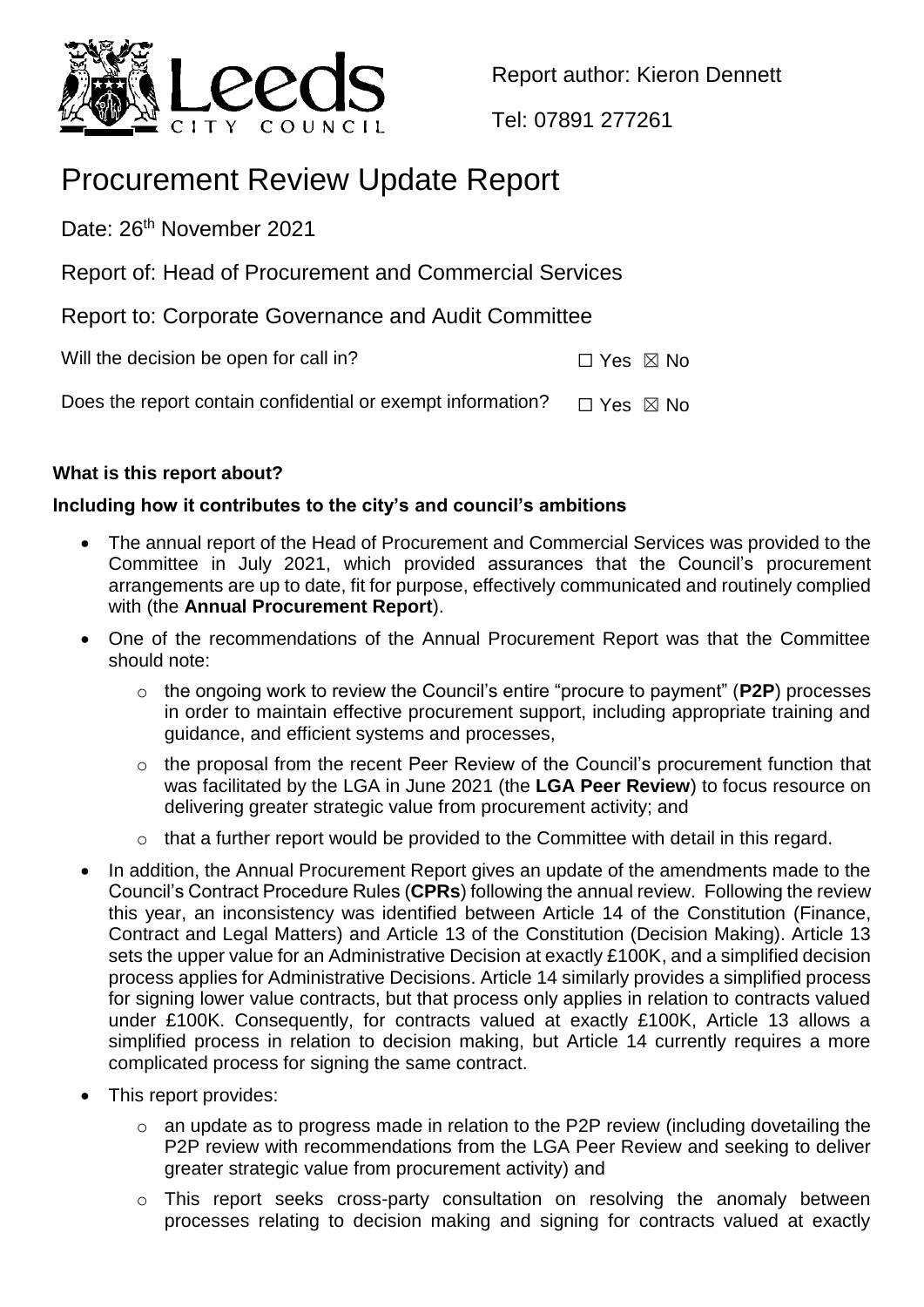Report author: Kieron Dennett

Tel: 07891 277261

# Procurement Review Update Report

Date: 26th November 2021

Report of: Head of Procurement and Commercial Services

Report to: Corporate Governance and Audit Committee

Will the decision be open for call in? ☐ Yes ☒ No

Does the report contain confidential or exempt information? ☐ Yes ☒ No

**What is this report about?**

**Including how it contributes to the city's and council's ambitions**

- The annual report of the Head of Procurement and Commercial Services was provided to the Committee in July 2021, which provided assurances that the Council's procurement arrangements are up to date, fit for purpose, effectively communicated and routinely complied with (the **Annual Procurement Report**).
- One of the recommendations of the Annual Procurement Report was that the Committee should note:
  - the ongoing work to review the Council's entire "procure to payment" (**P2P**) processes in order to maintain effective procurement support, including appropriate training and guidance, and efficient systems and processes,
  - the proposal from the recent Peer Review of the Council's procurement function that was facilitated by the LGA in June 2021 (the **LGA Peer Review**) to focus resource on delivering greater strategic value from procurement activity; and
  - that a further report would be provided to the Committee with detail in this regard.
- In addition, the Annual Procurement Report gives an update of the amendments made to the Council's Contract Procedure Rules (**CPRs**) following the annual review. Following the review this year, an inconsistency was identified between Article 14 of the Constitution (Finance, Contract and Legal Matters) and Article 13 of the Constitution (Decision Making). Article 13 sets the upper value for an Administrative Decision at exactly £100K, and a simplified decision process applies for Administrative Decisions. Article 14 similarly provides a simplified process for signing lower value contracts, but that process only applies in relation to contracts valued under £100K. Consequently, for contracts valued at exactly £100K, Article 13 allows a simplified process in relation to decision making, but Article 14 currently requires a more complicated process for signing the same contract.
- This report provides:
  - an update as to progress made in relation to the P2P review (including dovetailing the P2P review with recommendations from the LGA Peer Review and seeking to deliver greater strategic value from procurement activity) and
  - This report seeks cross-party consultation on resolving the anomaly between processes relating to decision making and signing for contracts valued at exactly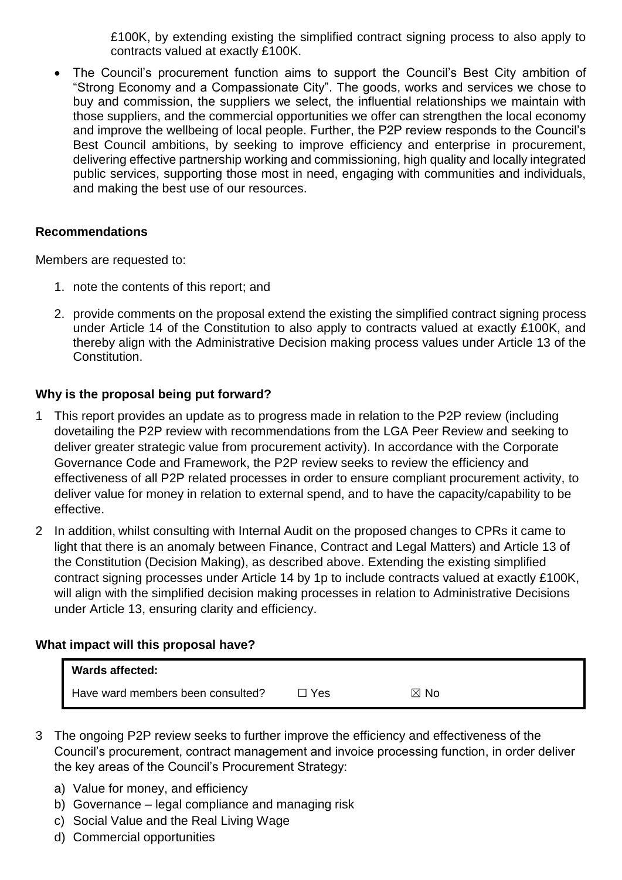£100K, by extending existing the simplified contract signing process to also apply to contracts valued at exactly £100K.

- The Council's procurement function aims to support the Council's Best City ambition of "Strong Economy and a Compassionate City". The goods, works and services we chose to buy and commission, the suppliers we select, the influential relationships we maintain with those suppliers, and the commercial opportunities we offer can strengthen the local economy and improve the wellbeing of local people. Further, the P2P review responds to the Council's Best Council ambitions, by seeking to improve efficiency and enterprise in procurement, delivering effective partnership working and commissioning, high quality and locally integrated public services, supporting those most in need, engaging with communities and individuals, and making the best use of our resources.

**Recommendations**

Members are requested to:

1. note the contents of this report; and
2. provide comments on the proposal extend the existing the simplified contract signing process under Article 14 of the Constitution to also apply to contracts valued at exactly £100K, and thereby align with the Administrative Decision making process values under Article 13 of the Constitution.

**Why is the proposal being put forward?**

1 This report provides an update as to progress made in relation to the P2P review (including dovetailing the P2P review with recommendations from the LGA Peer Review and seeking to deliver greater strategic value from procurement activity). In accordance with the Corporate Governance Code and Framework, the P2P review seeks to review the efficiency and effectiveness of all P2P related processes in order to ensure compliant procurement activity, to deliver value for money in relation to external spend, and to have the capacity/capability to be effective.

2 In addition, whilst consulting with Internal Audit on the proposed changes to CPRs it came to light that there is an anomaly between Finance, Contract and Legal Matters) and Article 13 of the Constitution (Decision Making), as described above. Extending the existing simplified contract signing processes under Article 14 by 1p to include contracts valued at exactly £100K, will align with the simplified decision making processes in relation to Administrative Decisions under Article 13, ensuring clarity and efficiency.

**What impact will this proposal have?**

| **Wards affected:** | | |
|---|---|---|
| Have ward members been consulted? | ☐ Yes | ☒ No |

3 The ongoing P2P review seeks to further improve the efficiency and effectiveness of the Council's procurement, contract management and invoice processing function, in order deliver the key areas of the Council's Procurement Strategy:

a) Value for money, and efficiency
b) Governance – legal compliance and managing risk
c) Social Value and the Real Living Wage
d) Commercial opportunities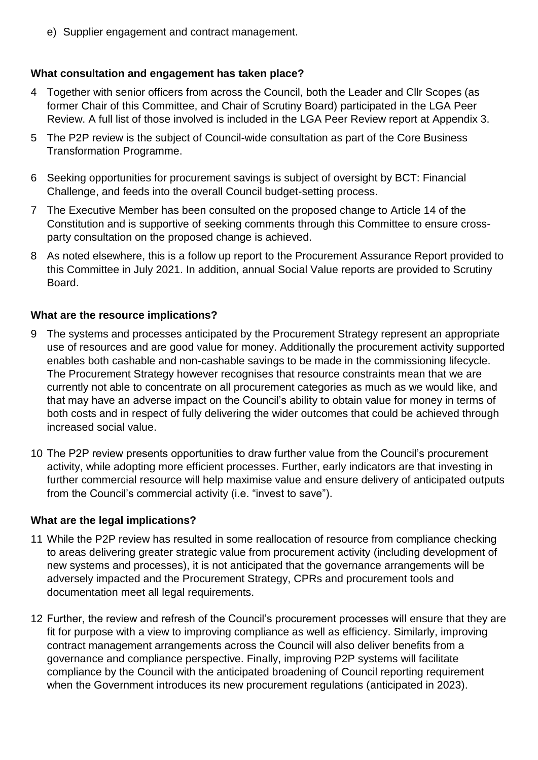e) Supplier engagement and contract management.

**What consultation and engagement has taken place?**

4 Together with senior officers from across the Council, both the Leader and Cllr Scopes (as former Chair of this Committee, and Chair of Scrutiny Board) participated in the LGA Peer Review. A full list of those involved is included in the LGA Peer Review report at Appendix 3.

5 The P2P review is the subject of Council-wide consultation as part of the Core Business Transformation Programme.

6 Seeking opportunities for procurement savings is subject of oversight by BCT: Financial Challenge, and feeds into the overall Council budget-setting process.

7 The Executive Member has been consulted on the proposed change to Article 14 of the Constitution and is supportive of seeking comments through this Committee to ensure cross-party consultation on the proposed change is achieved.

8 As noted elsewhere, this is a follow up report to the Procurement Assurance Report provided to this Committee in July 2021. In addition, annual Social Value reports are provided to Scrutiny Board.

**What are the resource implications?**

9 The systems and processes anticipated by the Procurement Strategy represent an appropriate use of resources and are good value for money. Additionally the procurement activity supported enables both cashable and non-cashable savings to be made in the commissioning lifecycle. The Procurement Strategy however recognises that resource constraints mean that we are currently not able to concentrate on all procurement categories as much as we would like, and that may have an adverse impact on the Council's ability to obtain value for money in terms of both costs and in respect of fully delivering the wider outcomes that could be achieved through increased social value.

10 The P2P review presents opportunities to draw further value from the Council's procurement activity, while adopting more efficient processes. Further, early indicators are that investing in further commercial resource will help maximise value and ensure delivery of anticipated outputs from the Council's commercial activity (i.e. "invest to save").

**What are the legal implications?**

11 While the P2P review has resulted in some reallocation of resource from compliance checking to areas delivering greater strategic value from procurement activity (including development of new systems and processes), it is not anticipated that the governance arrangements will be adversely impacted and the Procurement Strategy, CPRs and procurement tools and documentation meet all legal requirements.

12 Further, the review and refresh of the Council's procurement processes will ensure that they are fit for purpose with a view to improving compliance as well as efficiency. Similarly, improving contract management arrangements across the Council will also deliver benefits from a governance and compliance perspective. Finally, improving P2P systems will facilitate compliance by the Council with the anticipated broadening of Council reporting requirement when the Government introduces its new procurement regulations (anticipated in 2023).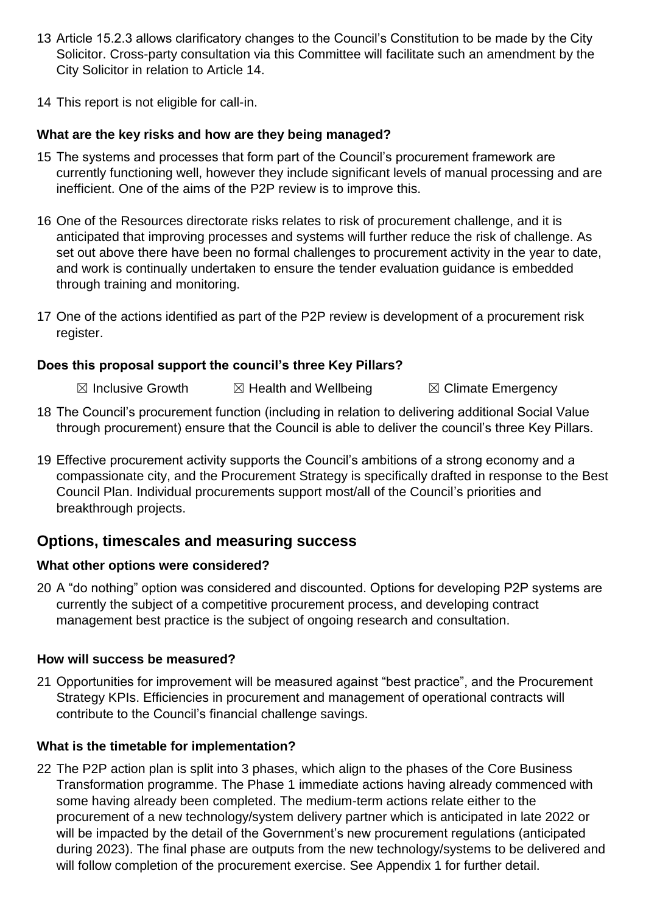13 Article 15.2.3 allows clarificatory changes to the Council's Constitution to be made by the City Solicitor. Cross-party consultation via this Committee will facilitate such an amendment by the City Solicitor in relation to Article 14.

14 This report is not eligible for call-in.

### What are the key risks and how are they being managed?

15 The systems and processes that form part of the Council's procurement framework are currently functioning well, however they include significant levels of manual processing and are inefficient. One of the aims of the P2P review is to improve this.

16 One of the Resources directorate risks relates to risk of procurement challenge, and it is anticipated that improving processes and systems will further reduce the risk of challenge. As set out above there have been no formal challenges to procurement activity in the year to date, and work is continually undertaken to ensure the tender evaluation guidance is embedded through training and monitoring.

17 One of the actions identified as part of the P2P review is development of a procurement risk register.

### Does this proposal support the council's three Key Pillars?

☒ Inclusive Growth ☒ Health and Wellbeing ☒ Climate Emergency

18 The Council's procurement function (including in relation to delivering additional Social Value through procurement) ensure that the Council is able to deliver the council's three Key Pillars.

19 Effective procurement activity supports the Council's ambitions of a strong economy and a compassionate city, and the Procurement Strategy is specifically drafted in response to the Best Council Plan. Individual procurements support most/all of the Council's priorities and breakthrough projects.

## Options, timescales and measuring success

### What other options were considered?

20 A "do nothing" option was considered and discounted. Options for developing P2P systems are currently the subject of a competitive procurement process, and developing contract management best practice is the subject of ongoing research and consultation.

### How will success be measured?

21 Opportunities for improvement will be measured against "best practice", and the Procurement Strategy KPIs. Efficiencies in procurement and management of operational contracts will contribute to the Council's financial challenge savings.

### What is the timetable for implementation?

22 The P2P action plan is split into 3 phases, which align to the phases of the Core Business Transformation programme. The Phase 1 immediate actions having already commenced with some having already been completed. The medium-term actions relate either to the procurement of a new technology/system delivery partner which is anticipated in late 2022 or will be impacted by the detail of the Government's new procurement regulations (anticipated during 2023). The final phase are outputs from the new technology/systems to be delivered and will follow completion of the procurement exercise. See Appendix 1 for further detail.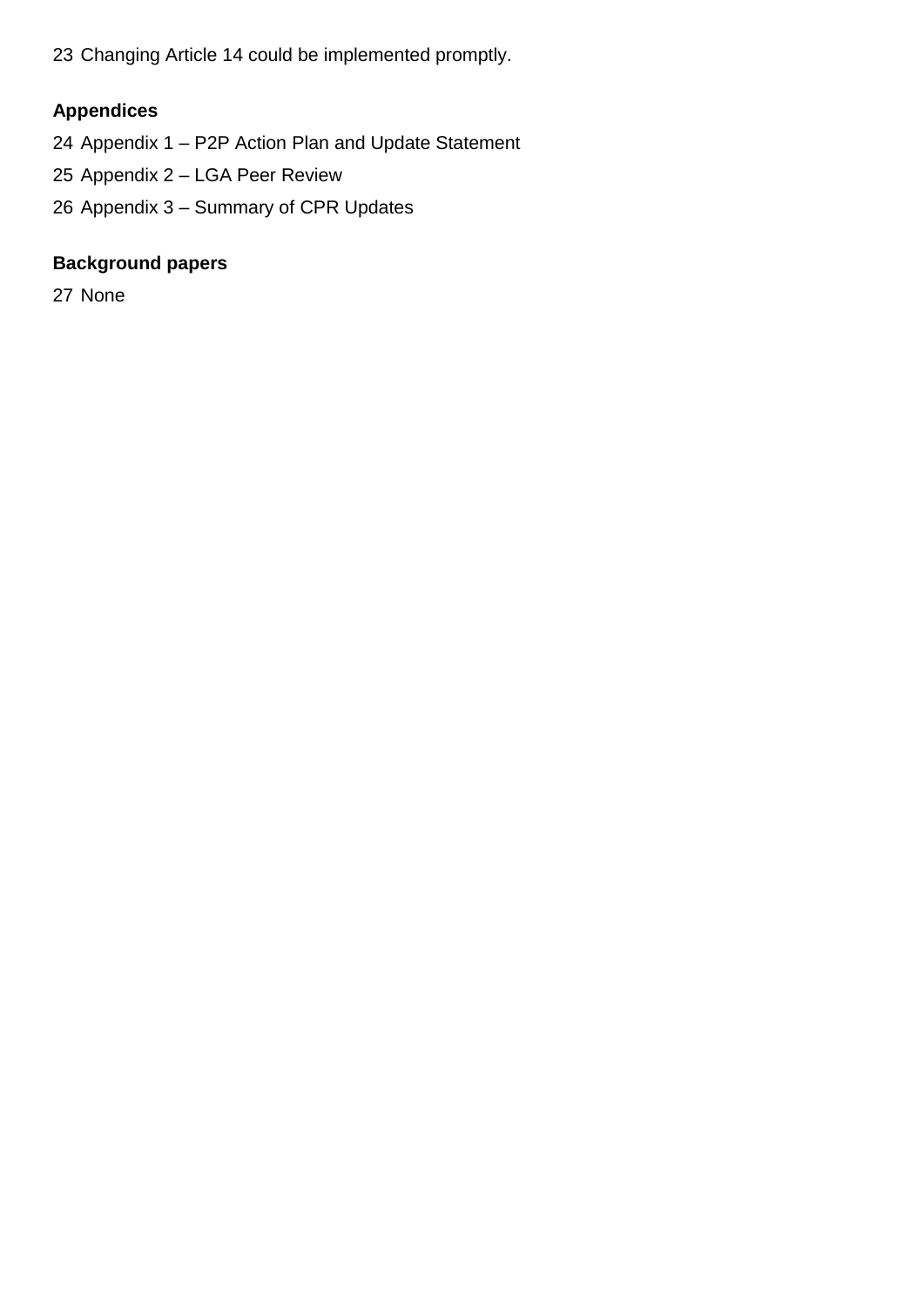23 Changing Article 14 could be implemented promptly.

**Appendices**

24 Appendix 1 – P2P Action Plan and Update Statement

25 Appendix 2 – LGA Peer Review

26 Appendix 3 – Summary of CPR Updates

**Background papers**

27 None